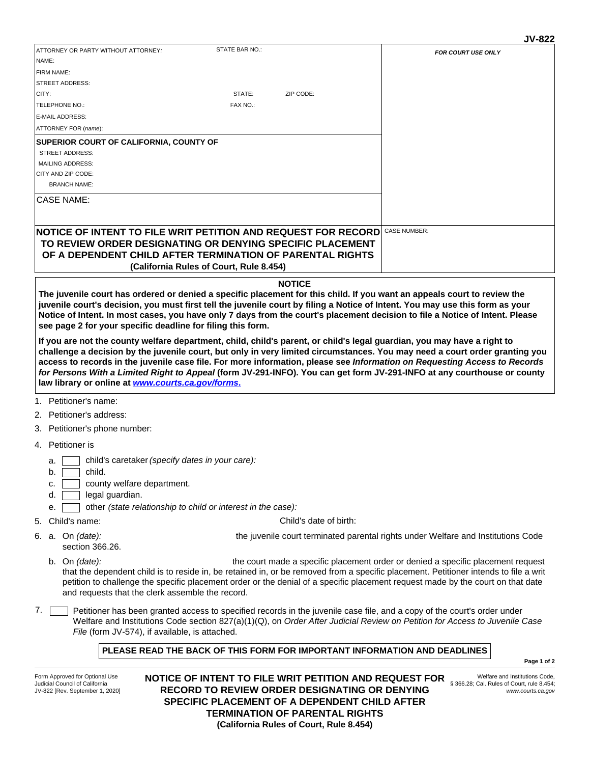JV-822

| ATTORNEY OR PARTY WITHOUT ATTORNEY: | STATE BAR NO.: | | FOR COURT USE ONLY |
|---|---|---|---|
| NAME: | | | |
| FIRM NAME: | | | |
| STREET ADDRESS: | | | |
| CITY: | STATE: | ZIP CODE: | |
| TELEPHONE NO.: | FAX NO.: | | |
| E-MAIL ADDRESS: | | | |
| ATTORNEY FOR (*name*): | | | |
| **SUPERIOR COURT OF CALIFORNIA, COUNTY OF** | | | |
| STREET ADDRESS: | | | |
| MAILING ADDRESS: | | | |
| CITY AND ZIP CODE: | | | |
| BRANCH NAME: | | | |
| CASE NAME: | | | |
| **NOTICE OF INTENT TO FILE WRIT PETITION AND REQUEST FOR RECORD TO REVIEW ORDER DESIGNATING OR DENYING SPECIFIC PLACEMENT OF A DEPENDENT CHILD AFTER TERMINATION OF PARENTAL RIGHTS (California Rules of Court, Rule 8.454)** | | | CASE NUMBER: |

**NOTICE**

**The juvenile court has ordered or denied a specific placement for this child. If you want an appeals court to review the juvenile court's decision, you must first tell the juvenile court by filing a Notice of Intent. You may use this form as your Notice of Intent. In most cases, you have only 7 days from the court's placement decision to file a Notice of Intent. Please see page 2 for your specific deadline for filing this form.**

**If you are not the county welfare department, child, child's parent, or child's legal guardian, you may have a right to challenge a decision by the juvenile court, but only in very limited circumstances. You may need a court order granting you access to records in the juvenile case file. For more information, please see *Information on Requesting Access to Records for Persons With a Limited Right to Appeal* (form JV-291-INFO). You can get form JV-291-INFO at any courthouse or county law library or online at www.courts.ca.gov/forms.**

1. Petitioner's name:
2. Petitioner's address:
3. Petitioner's phone number:
4. Petitioner is
   - a. ☐ child's caretaker *(specify dates in your care):*
   - b. ☐ child.
   - c. ☐ county welfare department.
   - d. ☐ legal guardian.
   - e. ☐ other *(state relationship to child or interest in the case):*
5. Child's name: Child's date of birth:
6. a. On *(date):* the juvenile court terminated parental rights under Welfare and Institutions Code section 366.26.

   b. On *(date):* the court made a specific placement order or denied a specific placement request that the dependent child is to reside in, be retained in, or be removed from a specific placement. Petitioner intends to file a writ petition to challenge the specific placement order or the denial of a specific placement request made by the court on that date and requests that the clerk assemble the record.
7. ☐ Petitioner has been granted access to specified records in the juvenile case file, and a copy of the court's order under Welfare and Institutions Code section 827(a)(1)(Q), on *Order After Judicial Review on Petition for Access to Juvenile Case File* (form JV-574), if available, is attached.

**PLEASE READ THE BACK OF THIS FORM FOR IMPORTANT INFORMATION AND DEADLINES**

Form Approved for Optional Use
Judicial Council of California
JV-822 [Rev. September 1, 2020]

**NOTICE OF INTENT TO FILE WRIT PETITION AND REQUEST FOR RECORD TO REVIEW ORDER DESIGNATING OR DENYING SPECIFIC PLACEMENT OF A DEPENDENT CHILD AFTER TERMINATION OF PARENTAL RIGHTS (California Rules of Court, Rule 8.454)**

Welfare and Institutions Code, § 366.28; Cal. Rules of Court, rule 8.454; *www.courts.ca.gov*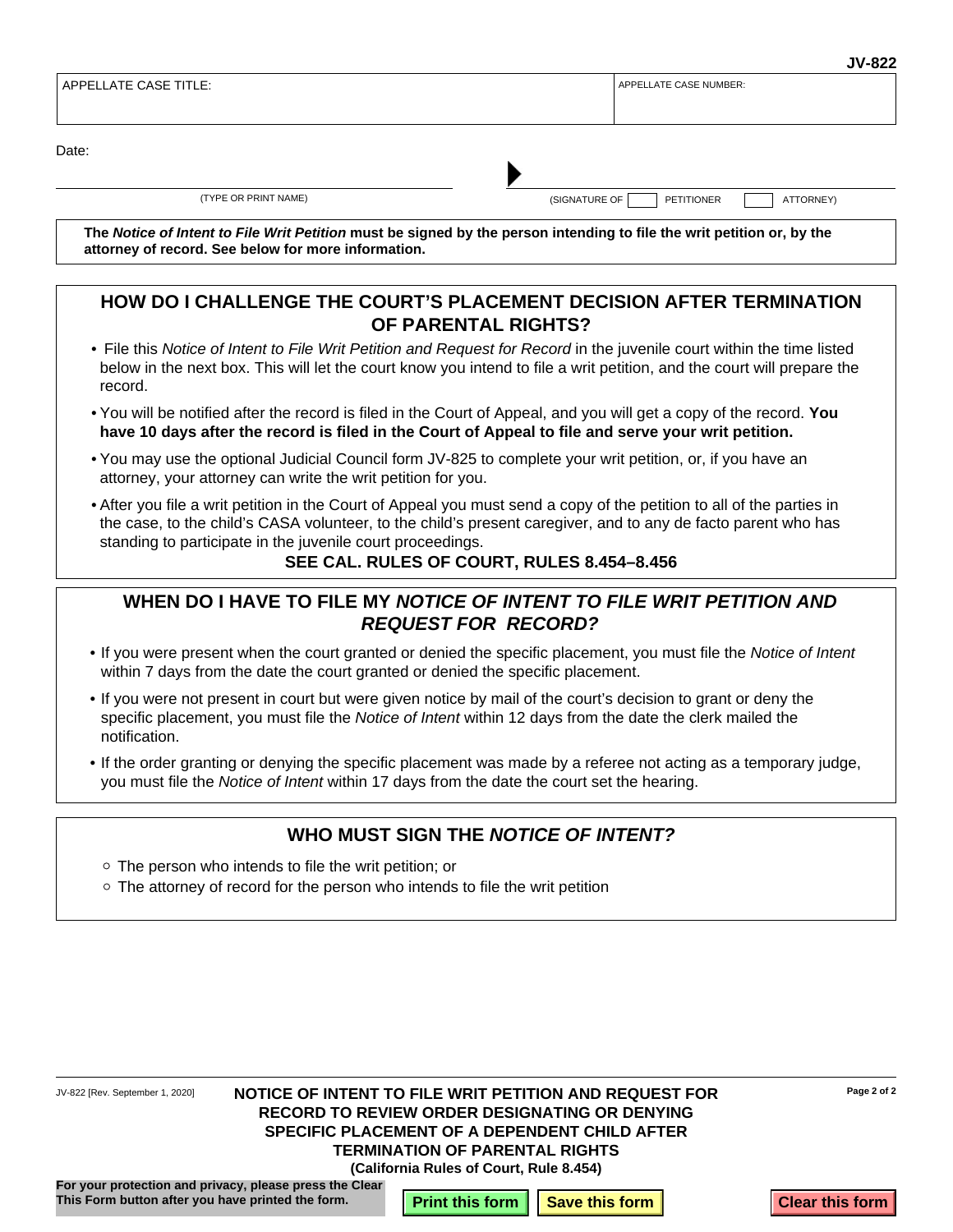| APPELLATE CASE TITLE: | APPELLATE CASE NUMBER: |
| --- | --- |
| | |

Date:

\_\_\_\_\_\_\_\_\_\_\_\_\_\_\_\_\_\_\_\_\_\_\_\_\_\_\_\_\_\_ ▶ \_\_\_\_\_\_\_\_\_\_\_\_\_\_\_\_\_\_\_\_\_\_\_\_\_\_\_\_\_\_

(TYPE OR PRINT NAME) (SIGNATURE OF ☐ PETITIONER ☐ ATTORNEY)

**The *Notice of Intent to File Writ Petition* must be signed by the person intending to file the writ petition or, by the attorney of record. See below for more information.**

## HOW DO I CHALLENGE THE COURT'S PLACEMENT DECISION AFTER TERMINATION OF PARENTAL RIGHTS?

- File this *Notice of Intent to File Writ Petition and Request for Record* in the juvenile court within the time listed below in the next box. This will let the court know you intend to file a writ petition, and the court will prepare the record.
- You will be notified after the record is filed in the Court of Appeal, and you will get a copy of the record. **You have 10 days after the record is filed in the Court of Appeal to file and serve your writ petition.**
- You may use the optional Judicial Council form JV-825 to complete your writ petition, or, if you have an attorney, your attorney can write the writ petition for you.
- After you file a writ petition in the Court of Appeal you must send a copy of the petition to all of the parties in the case, to the child's CASA volunteer, to the child's present caregiver, and to any de facto parent who has standing to participate in the juvenile court proceedings.

**SEE CAL. RULES OF COURT, RULES 8.454–8.456**

## WHEN DO I HAVE TO FILE MY *NOTICE OF INTENT TO FILE WRIT PETITION AND REQUEST FOR RECORD?*

- If you were present when the court granted or denied the specific placement, you must file the *Notice of Intent* within 7 days from the date the court granted or denied the specific placement.
- If you were not present in court but were given notice by mail of the court's decision to grant or deny the specific placement, you must file the *Notice of Intent* within 12 days from the date the clerk mailed the notification.
- If the order granting or denying the specific placement was made by a referee not acting as a temporary judge, you must file the *Notice of Intent* within 17 days from the date the court set the hearing.

## WHO MUST SIGN THE *NOTICE OF INTENT?*

- The person who intends to file the writ petition; or
- The attorney of record for the person who intends to file the writ petition

JV-822 [Rev. September 1, 2020]

**NOTICE OF INTENT TO FILE WRIT PETITION AND REQUEST FOR RECORD TO REVIEW ORDER DESIGNATING OR DENYING SPECIFIC PLACEMENT OF A DEPENDENT CHILD AFTER TERMINATION OF PARENTAL RIGHTS**
**(California Rules of Court, Rule 8.454)**

**For your protection and privacy, please press the Clear This Form button after you have printed the form.**

Print this form | Save this form | Clear this form